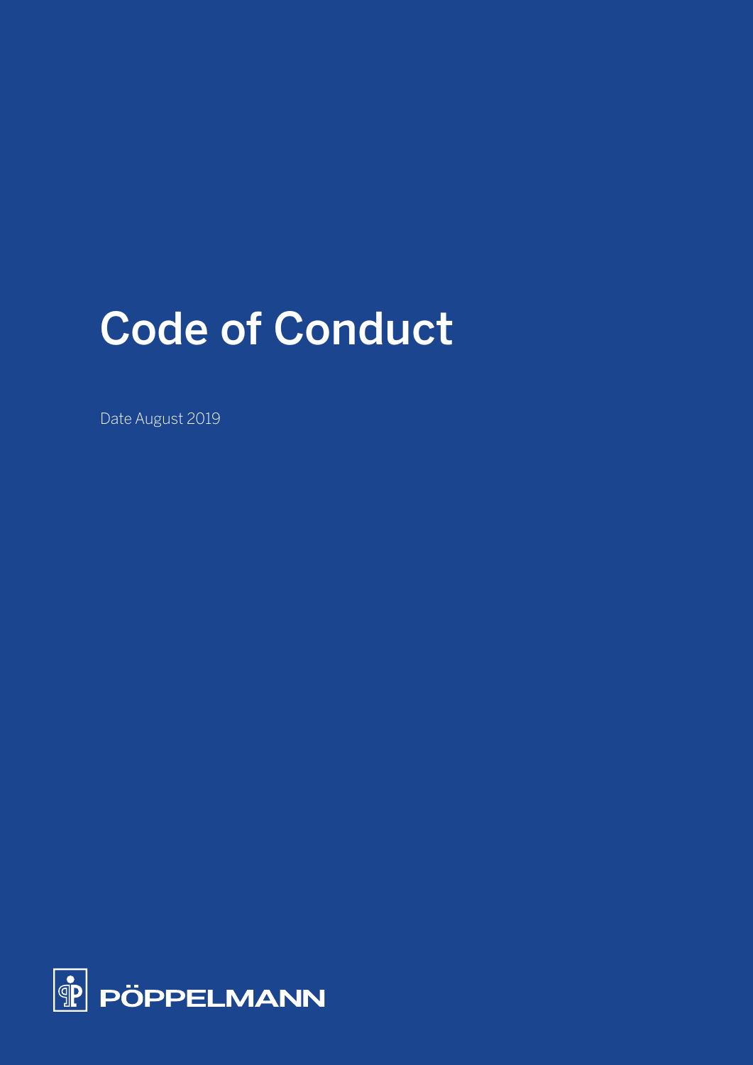# Code of Conduct

Date August 2019

PÖPPELMANN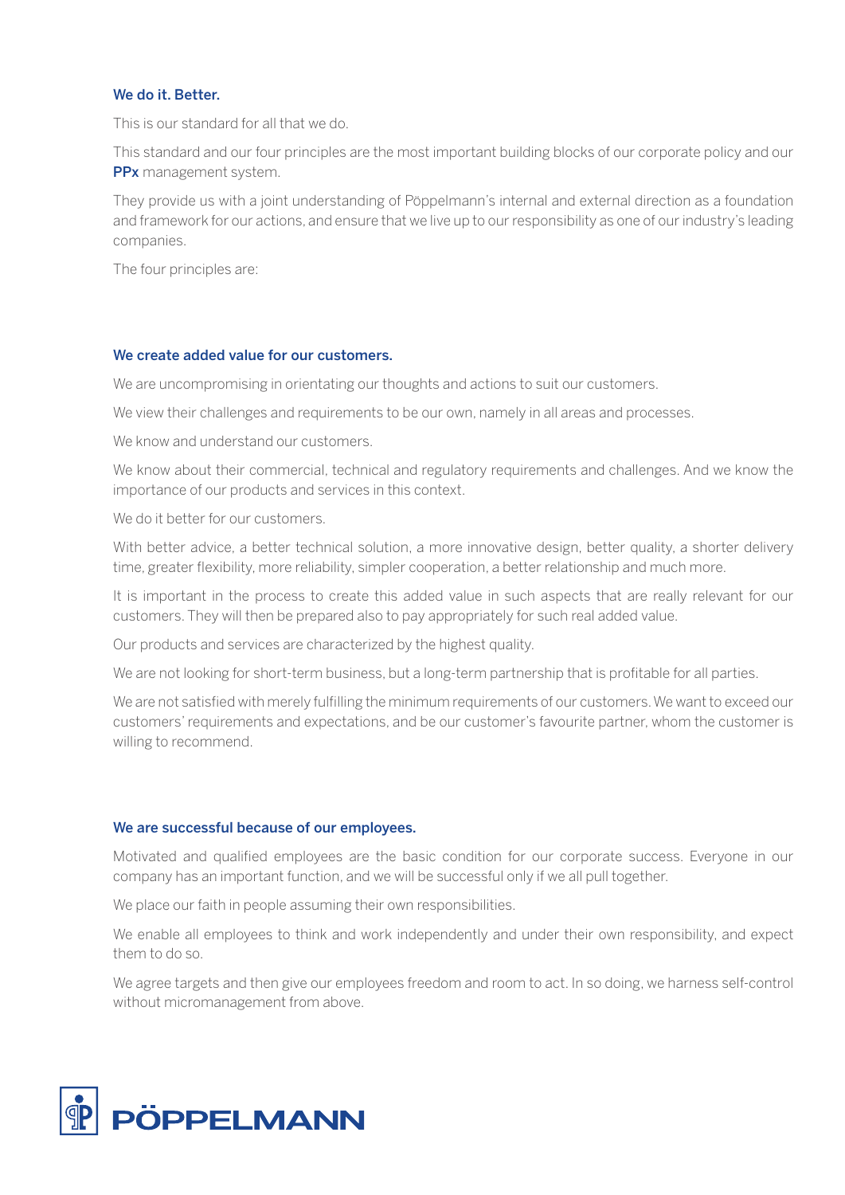## We do it. Better.

This is our standard for all that we do.

This standard and our four principles are the most important building blocks of our corporate policy and our **PPx** management system.

They provide us with a joint understanding of Pöppelmann's internal and external direction as a foundation and framework for our actions, and ensure that we live up to our responsibility as one of our industry's leading companies.

The four principles are:

## We create added value for our customers.

We are uncompromising in orientating our thoughts and actions to suit our customers.

We view their challenges and requirements to be our own, namely in all areas and processes.

We know and understand our customers.

We know about their commercial, technical and regulatory requirements and challenges. And we know the importance of our products and services in this context.

We do it better for our customers.

With better advice, a better technical solution, a more innovative design, better quality, a shorter delivery time, greater flexibility, more reliability, simpler cooperation, a better relationship and much more.

It is important in the process to create this added value in such aspects that are really relevant for our customers. They will then be prepared also to pay appropriately for such real added value.

Our products and services are characterized by the highest quality.

We are not looking for short-term business, but a long-term partnership that is profitable for all parties.

We are not satisfied with merely fulfilling the minimum requirements of our customers. We want to exceed our customers' requirements and expectations, and be our customer's favourite partner, whom the customer is willing to recommend.

## We are successful because of our employees.

Motivated and qualified employees are the basic condition for our corporate success. Everyone in our company has an important function, and we will be successful only if we all pull together.

We place our faith in people assuming their own responsibilities.

We enable all employees to think and work independently and under their own responsibility, and expect them to do so.

We agree targets and then give our employees freedom and room to act. In so doing, we harness self-control without micromanagement from above.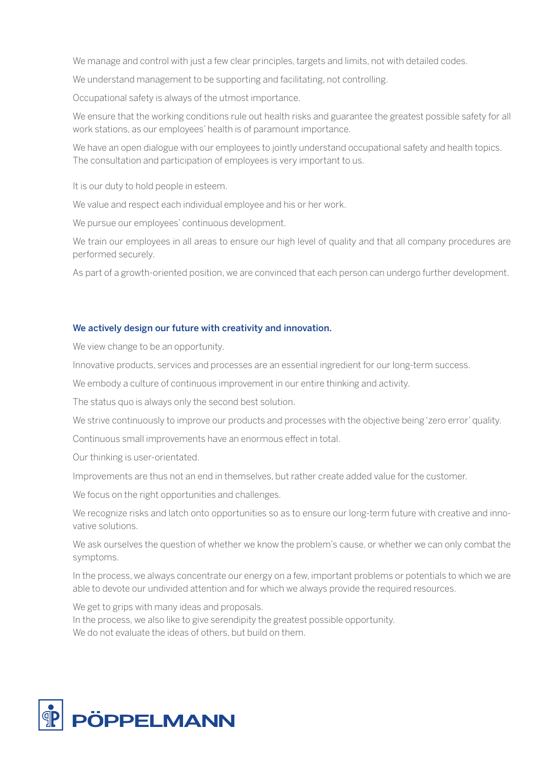We manage and control with just a few clear principles, targets and limits, not with detailed codes.

We understand management to be supporting and facilitating, not controlling.

Occupational safety is always of the utmost importance.

We ensure that the working conditions rule out health risks and guarantee the greatest possible safety for all work stations, as our employees' health is of paramount importance.

We have an open dialogue with our employees to jointly understand occupational safety and health topics. The consultation and participation of employees is very important to us.

It is our duty to hold people in esteem.

We value and respect each individual employee and his or her work.

We pursue our employees' continuous development.

We train our employees in all areas to ensure our high level of quality and that all company procedures are performed securely.

As part of a growth-oriented position, we are convinced that each person can undergo further development.

### We actively design our future with creativity and innovation.

We view change to be an opportunity.

Innovative products, services and processes are an essential ingredient for our long-term success.

We embody a culture of continuous improvement in our entire thinking and activity.

The status quo is always only the second best solution.

We strive continuously to improve our products and processes with the objective being 'zero error' quality.

Continuous small improvements have an enormous effect in total.

Our thinking is user-orientated.

Improvements are thus not an end in themselves, but rather create added value for the customer.

We focus on the right opportunities and challenges.

We recognize risks and latch onto opportunities so as to ensure our long-term future with creative and innovative solutions.

We ask ourselves the question of whether we know the problem's cause, or whether we can only combat the symptoms.

In the process, we always concentrate our energy on a few, important problems or potentials to which we are able to devote our undivided attention and for which we always provide the required resources.

We get to grips with many ideas and proposals.
In the process, we also like to give serendipity the greatest possible opportunity.
We do not evaluate the ideas of others, but build on them.

PÖPPELMANN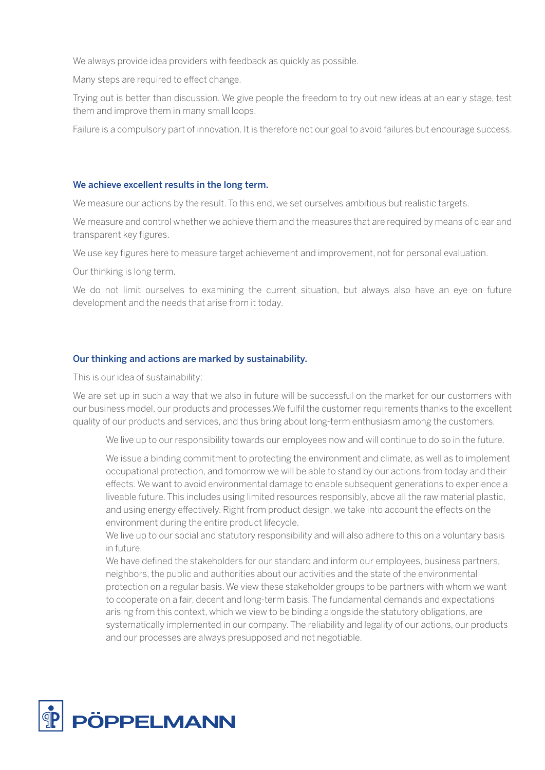We always provide idea providers with feedback as quickly as possible.

Many steps are required to effect change.

Trying out is better than discussion. We give people the freedom to try out new ideas at an early stage, test them and improve them in many small loops.

Failure is a compulsory part of innovation. It is therefore not our goal to avoid failures but encourage success.

### We achieve excellent results in the long term.

We measure our actions by the result. To this end, we set ourselves ambitious but realistic targets.

We measure and control whether we achieve them and the measures that are required by means of clear and transparent key figures.

We use key figures here to measure target achievement and improvement, not for personal evaluation.

Our thinking is long term.

We do not limit ourselves to examining the current situation, but always also have an eye on future development and the needs that arise from it today.

### Our thinking and actions are marked by sustainability.

This is our idea of sustainability:

We are set up in such a way that we also in future will be successful on the market for our customers with our business model, our products and processes.We fulfil the customer requirements thanks to the excellent quality of our products and services, and thus bring about long-term enthusiasm among the customers.

> We live up to our responsibility towards our employees now and will continue to do so in the future.
>
> We issue a binding commitment to protecting the environment and climate, as well as to implement occupational protection, and tomorrow we will be able to stand by our actions from today and their effects. We want to avoid environmental damage to enable subsequent generations to experience a liveable future. This includes using limited resources responsibly, above all the raw material plastic, and using energy effectively. Right from product design, we take into account the effects on the environment during the entire product lifecycle.
>
> We live up to our social and statutory responsibility and will also adhere to this on a voluntary basis in future.
>
> We have defined the stakeholders for our standard and inform our employees, business partners, neighbors, the public and authorities about our activities and the state of the environmental protection on a regular basis. We view these stakeholder groups to be partners with whom we want to cooperate on a fair, decent and long-term basis. The fundamental demands and expectations arising from this context, which we view to be binding alongside the statutory obligations, are systematically implemented in our company. The reliability and legality of our actions, our products and our processes are always presupposed and not negotiable.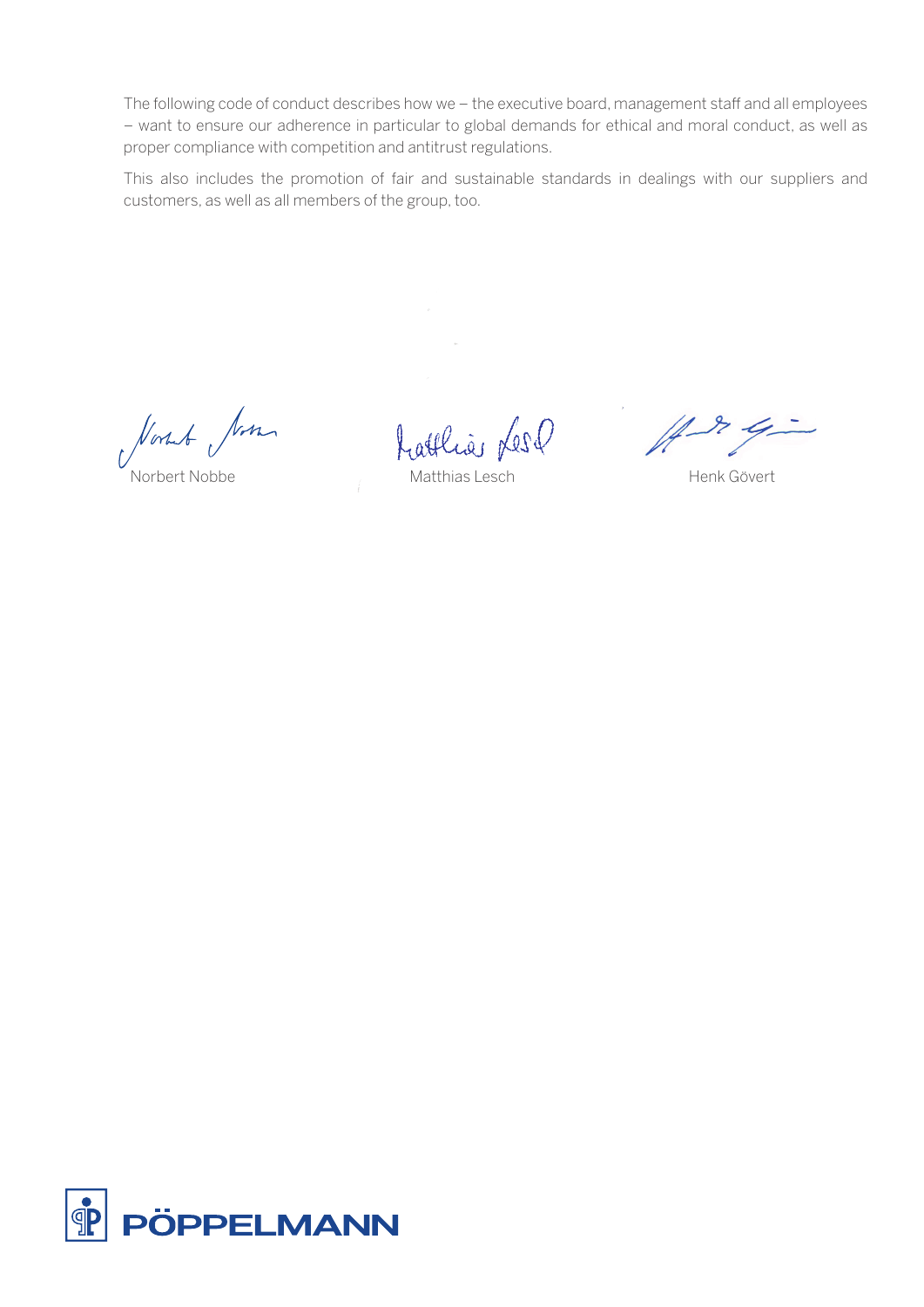The following code of conduct describes how we – the executive board, management staff and all employees – want to ensure our adherence in particular to global demands for ethical and moral conduct, as well as proper compliance with competition and antitrust regulations.

This also includes the promotion of fair and sustainable standards in dealings with our suppliers and customers, as well as all members of the group, too.

Norbert Nobbe

Matthias Lesch

Henk Gövert

PÖPPELMANN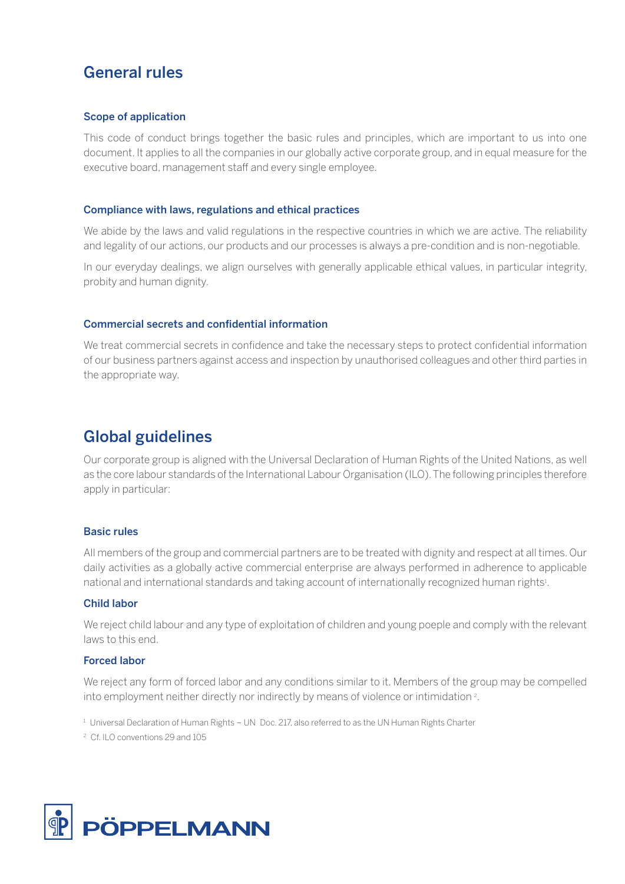## General rules

### Scope of application

This code of conduct brings together the basic rules and principles, which are important to us into one document. It applies to all the companies in our globally active corporate group, and in equal measure for the executive board, management staff and every single employee.

### Compliance with laws, regulations and ethical practices

We abide by the laws and valid regulations in the respective countries in which we are active. The reliability and legality of our actions, our products and our processes is always a pre-condition and is non-negotiable.

In our everyday dealings, we align ourselves with generally applicable ethical values, in particular integrity, probity and human dignity.

### Commercial secrets and confidential information

We treat commercial secrets in confidence and take the necessary steps to protect confidential information of our business partners against access and inspection by unauthorised colleagues and other third parties in the appropriate way.

## Global guidelines

Our corporate group is aligned with the Universal Declaration of Human Rights of the United Nations, as well as the core labour standards of the International Labour Organisation (ILO). The following principles therefore apply in particular:

### Basic rules

All members of the group and commercial partners are to be treated with dignity and respect at all times. Our daily activities as a globally active commercial enterprise are always performed in adherence to applicable national and international standards and taking account of internationally recognized human rights[1].

### Child labor

We reject child labour and any type of exploitation of children and young poeple and comply with the relevant laws to this end.

### Forced labor

We reject any form of forced labor and any conditions similar to it. Members of the group may be compelled into employment neither directly nor indirectly by means of violence or intimidation [2].

[1] Universal Declaration of Human Rights – UN Doc. 217, also referred to as the UN Human Rights Charter

[2] Cf. ILO conventions 29 and 105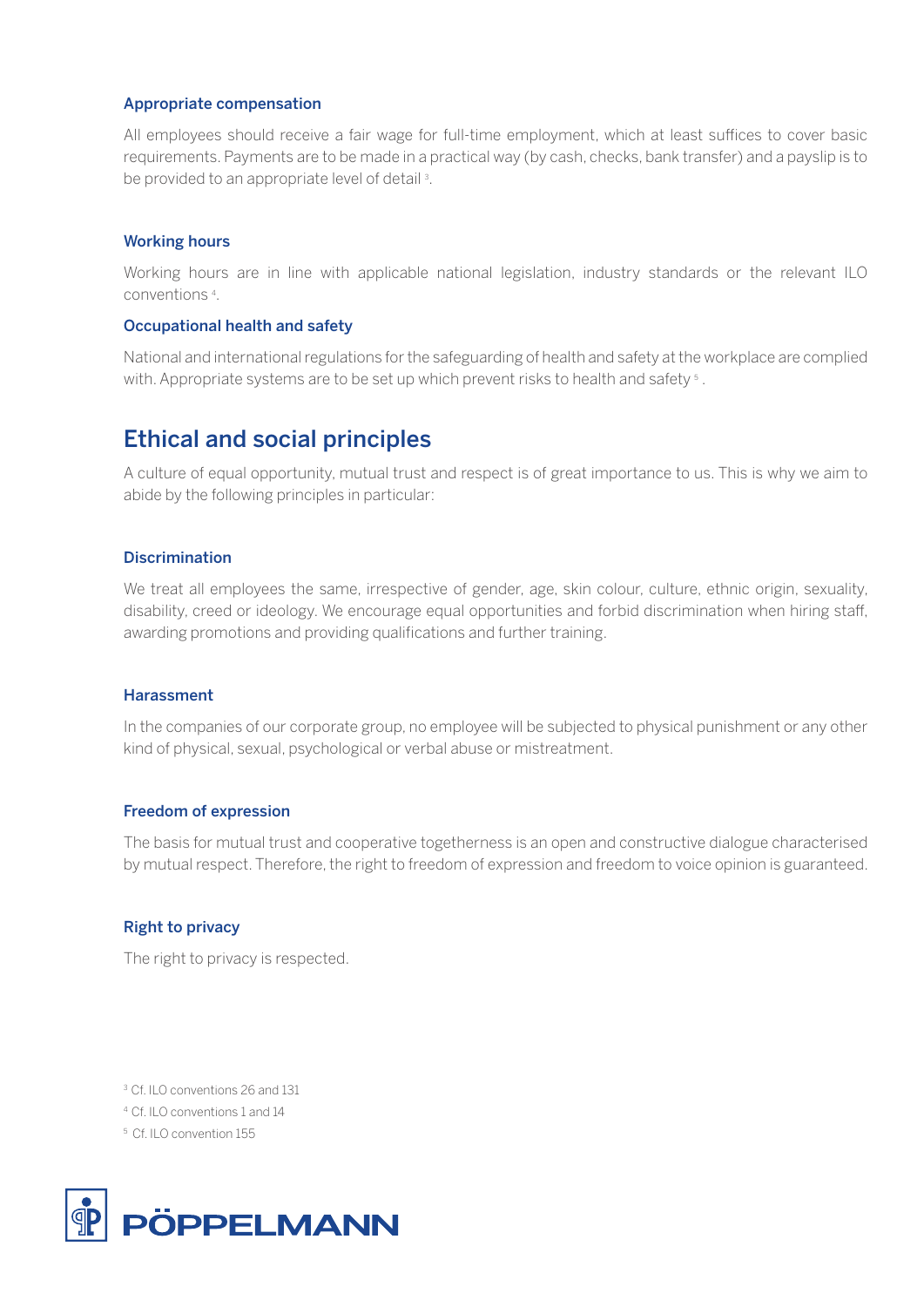### Appropriate compensation

All employees should receive a fair wage for full-time employment, which at least suffices to cover basic requirements. Payments are to be made in a practical way (by cash, checks, bank transfer) and a payslip is to be provided to an appropriate level of detail [3].

### Working hours

Working hours are in line with applicable national legislation, industry standards or the relevant ILO conventions [4].

### Occupational health and safety

National and international regulations for the safeguarding of health and safety at the workplace are complied with. Appropriate systems are to be set up which prevent risks to health and safety [5].

## Ethical and social principles

A culture of equal opportunity, mutual trust and respect is of great importance to us. This is why we aim to abide by the following principles in particular:

### Discrimination

We treat all employees the same, irrespective of gender, age, skin colour, culture, ethnic origin, sexuality, disability, creed or ideology. We encourage equal opportunities and forbid discrimination when hiring staff, awarding promotions and providing qualifications and further training.

### Harassment

In the companies of our corporate group, no employee will be subjected to physical punishment or any other kind of physical, sexual, psychological or verbal abuse or mistreatment.

### Freedom of expression

The basis for mutual trust and cooperative togetherness is an open and constructive dialogue characterised by mutual respect. Therefore, the right to freedom of expression and freedom to voice opinion is guaranteed.

### Right to privacy

The right to privacy is respected.

[3] Cf. ILO conventions 26 and 131

[4] Cf. ILO conventions 1 and 14

[5] Cf. ILO convention 155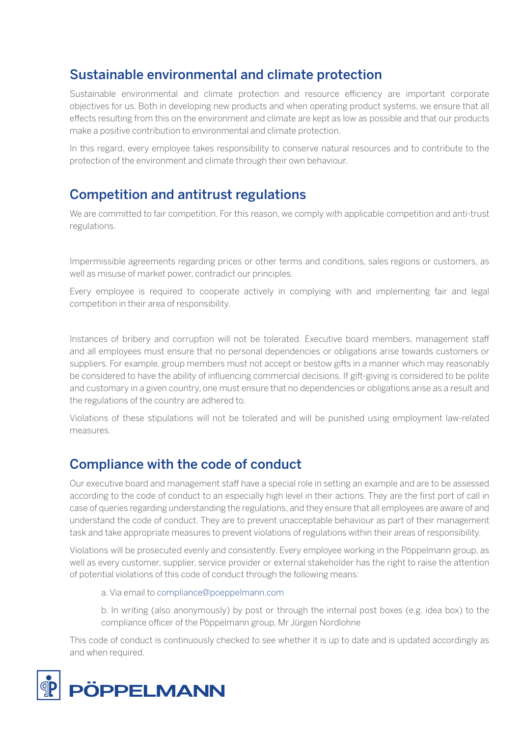## Sustainable environmental and climate protection

Sustainable environmental and climate protection and resource efficiency are important corporate objectives for us. Both in developing new products and when operating product systems, we ensure that all effects resulting from this on the environment and climate are kept as low as possible and that our products make a positive contribution to environmental and climate protection.

In this regard, every employee takes responsibility to conserve natural resources and to contribute to the protection of the environment and climate through their own behaviour.

## Competition and antitrust regulations

We are committed to fair competition. For this reason, we comply with applicable competition and anti-trust regulations.

Impermissible agreements regarding prices or other terms and conditions, sales regions or customers, as well as misuse of market power, contradict our principles.

Every employee is required to cooperate actively in complying with and implementing fair and legal competition in their area of responsibility.

Instances of bribery and corruption will not be tolerated. Executive board members, management staff and all employees must ensure that no personal dependencies or obligations arise towards customers or suppliers. For example, group members must not accept or bestow gifts in a manner which may reasonably be considered to have the ability of influencing commercial decisions. If gift-giving is considered to be polite and customary in a given country, one must ensure that no dependencies or obligations arise as a result and the regulations of the country are adhered to.

Violations of these stipulations will not be tolerated and will be punished using employment law-related measures.

## Compliance with the code of conduct

Our executive board and management staff have a special role in setting an example and are to be assessed according to the code of conduct to an especially high level in their actions. They are the first port of call in case of queries regarding understanding the regulations, and they ensure that all employees are aware of and understand the code of conduct. They are to prevent unacceptable behaviour as part of their management task and take appropriate measures to prevent violations of regulations within their areas of responsibility.

Violations will be prosecuted evenly and consistently. Every employee working in the Pöppelmann group, as well as every customer, supplier, service provider or external stakeholder has the right to raise the attention of potential violations of this code of conduct through the following means:

a. Via email to compliance@poeppelmann.com

b. In writing (also anonymously) by post or through the internal post boxes (e.g. idea box) to the compliance officer of the Pöppelmann group, Mr Jürgen Nordlohne

This code of conduct is continuously checked to see whether it is up to date and is updated accordingly as and when required.

PÖPPELMANN